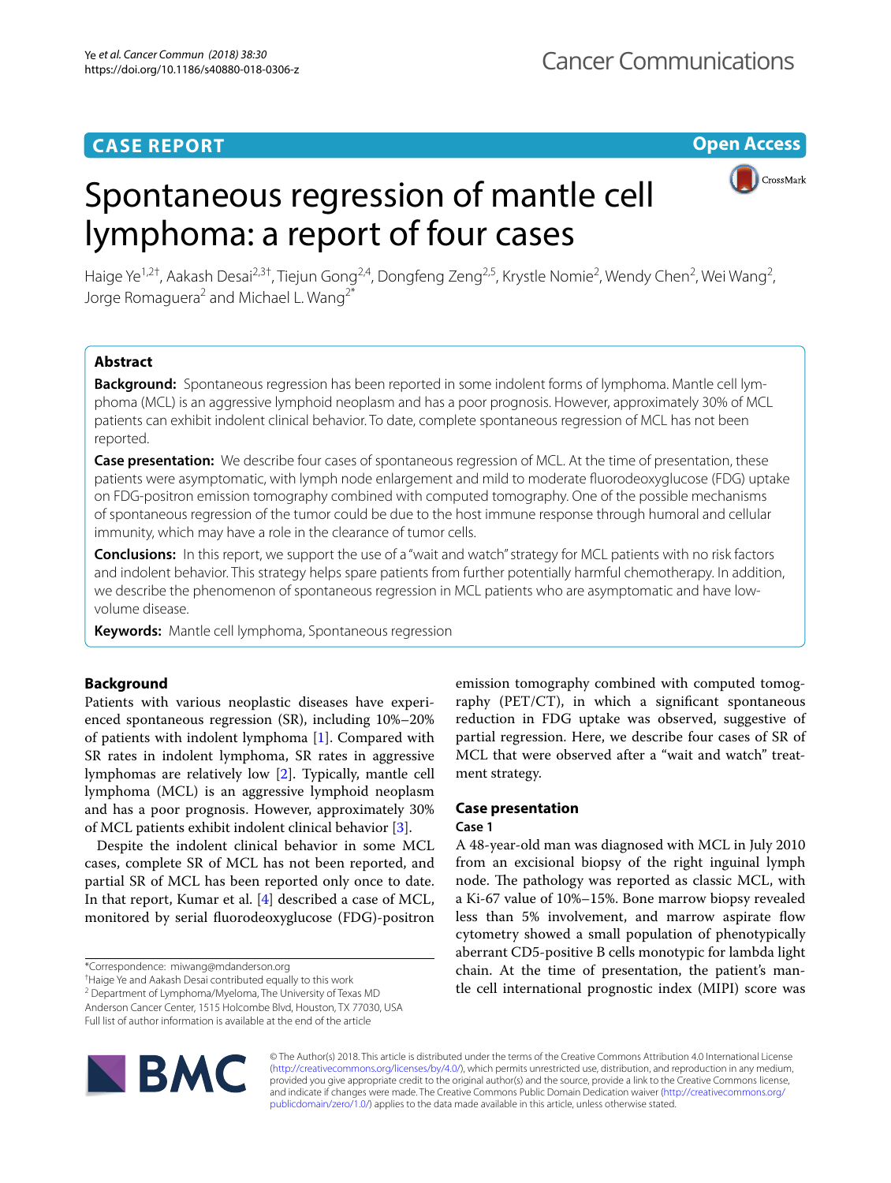CASE REPORT

Open Access

# Spontaneous regression of mantle cell lymphoma: a report of four cases

Haige Ye[1,2†], Aakash Desai[2,3†], Tiejun Gong[2,4], Dongfeng Zeng[2,5], Krystle Nomie[2], Wendy Chen[2], Wei Wang[2], Jorge Romaguera[2] and Michael L. Wang[2*]

## Abstract

**Background:** Spontaneous regression has been reported in some indolent forms of lymphoma. Mantle cell lymphoma (MCL) is an aggressive lymphoid neoplasm and has a poor prognosis. However, approximately 30% of MCL patients can exhibit indolent clinical behavior. To date, complete spontaneous regression of MCL has not been reported.

**Case presentation:** We describe four cases of spontaneous regression of MCL. At the time of presentation, these patients were asymptomatic, with lymph node enlargement and mild to moderate fluorodeoxyglucose (FDG) uptake on FDG-positron emission tomography combined with computed tomography. One of the possible mechanisms of spontaneous regression of the tumor could be due to the host immune response through humoral and cellular immunity, which may have a role in the clearance of tumor cells.

**Conclusions:** In this report, we support the use of a "wait and watch" strategy for MCL patients with no risk factors and indolent behavior. This strategy helps spare patients from further potentially harmful chemotherapy. In addition, we describe the phenomenon of spontaneous regression in MCL patients who are asymptomatic and have low-volume disease.

**Keywords:** Mantle cell lymphoma, Spontaneous regression

## Background

Patients with various neoplastic diseases have experienced spontaneous regression (SR), including 10%–20% of patients with indolent lymphoma [1]. Compared with SR rates in indolent lymphoma, SR rates in aggressive lymphomas are relatively low [2]. Typically, mantle cell lymphoma (MCL) is an aggressive lymphoid neoplasm and has a poor prognosis. However, approximately 30% of MCL patients exhibit indolent clinical behavior [3].

Despite the indolent clinical behavior in some MCL cases, complete SR of MCL has not been reported, and partial SR of MCL has been reported only once to date. In that report, Kumar et al. [4] described a case of MCL, monitored by serial fluorodeoxyglucose (FDG)-positron emission tomography combined with computed tomography (PET/CT), in which a significant spontaneous reduction in FDG uptake was observed, suggestive of partial regression. Here, we describe four cases of SR of MCL that were observed after a "wait and watch" treatment strategy.

## Case presentation

### Case 1

A 48-year-old man was diagnosed with MCL in July 2010 from an excisional biopsy of the right inguinal lymph node. The pathology was reported as classic MCL, with a Ki-67 value of 10%–15%. Bone marrow biopsy revealed less than 5% involvement, and marrow aspirate flow cytometry showed a small population of phenotypically aberrant CD5-positive B cells monotypic for lambda light chain. At the time of presentation, the patient's mantle cell international prognostic index (MIPI) score was

*Correspondence: miwang@mdanderson.org
†Haige Ye and Aakash Desai contributed equally to this work
[2] Department of Lymphoma/Myeloma, The University of Texas MD Anderson Cancer Center, 1515 Holcombe Blvd, Houston, TX 77030, USA
Full list of author information is available at the end of the article

© The Author(s) 2018. This article is distributed under the terms of the Creative Commons Attribution 4.0 International License (http://creativecommons.org/licenses/by/4.0/), which permits unrestricted use, distribution, and reproduction in any medium, provided you give appropriate credit to the original author(s) and the source, provide a link to the Creative Commons license, and indicate if changes were made. The Creative Commons Public Domain Dedication waiver (http://creativecommons.org/publicdomain/zero/1.0/) applies to the data made available in this article, unless otherwise stated.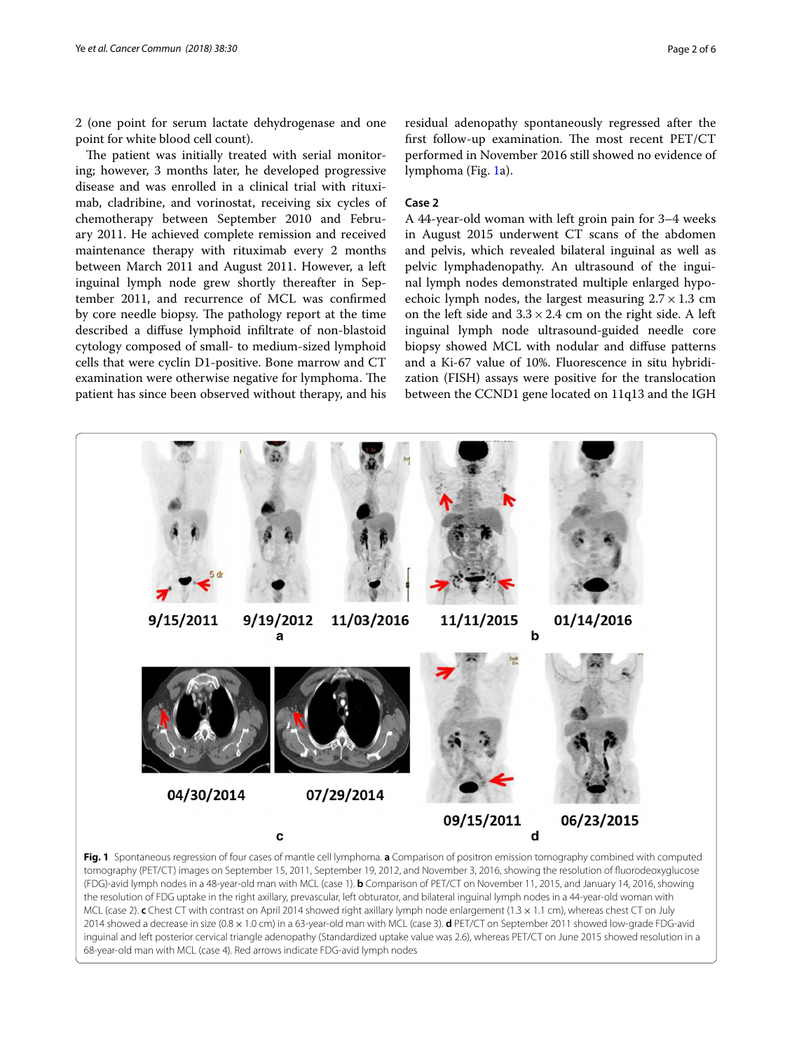2 (one point for serum lactate dehydrogenase and one point for white blood cell count).

The patient was initially treated with serial monitoring; however, 3 months later, he developed progressive disease and was enrolled in a clinical trial with rituximab, cladribine, and vorinostat, receiving six cycles of chemotherapy between September 2010 and February 2011. He achieved complete remission and received maintenance therapy with rituximab every 2 months between March 2011 and August 2011. However, a left inguinal lymph node grew shortly thereafter in September 2011, and recurrence of MCL was confirmed by core needle biopsy. The pathology report at the time described a diffuse lymphoid infiltrate of non-blastoid cytology composed of small- to medium-sized lymphoid cells that were cyclin D1-positive. Bone marrow and CT examination were otherwise negative for lymphoma. The patient has since been observed without therapy, and his residual adenopathy spontaneously regressed after the first follow-up examination. The most recent PET/CT performed in November 2016 still showed no evidence of lymphoma (Fig. 1a).

### Case 2

A 44-year-old woman with left groin pain for 3–4 weeks in August 2015 underwent CT scans of the abdomen and pelvis, which revealed bilateral inguinal as well as pelvic lymphadenopathy. An ultrasound of the inguinal lymph nodes demonstrated multiple enlarged hypoechoic lymph nodes, the largest measuring $2.7 \times 1.3$ cm on the left side and $3.3 \times 2.4$ cm on the right side. A left inguinal lymph node ultrasound-guided needle core biopsy showed MCL with nodular and diffuse patterns and a Ki-67 value of 10%. Fluorescence in situ hybridization (FISH) assays were positive for the translocation between the CCND1 gene located on 11q13 and the IGH

**Fig. 1** Spontaneous regression of four cases of mantle cell lymphoma. **a** Comparison of positron emission tomography combined with computed tomography (PET/CT) images on September 15, 2011, September 19, 2012, and November 3, 2016, showing the resolution of fluorodeoxyglucose (FDG)-avid lymph nodes in a 48-year-old man with MCL (case 1). **b** Comparison of PET/CT on November 11, 2015, and January 14, 2016, showing the resolution of FDG uptake in the right axillary, prevascular, left obturator, and bilateral inguinal lymph nodes in a 44-year-old woman with MCL (case 2). **c** Chest CT with contrast on April 2014 showed right axillary lymph node enlargement (1.3 × 1.1 cm), whereas chest CT on July 2014 showed a decrease in size (0.8 × 1.0 cm) in a 63-year-old man with MCL (case 3). **d** PET/CT on September 2011 showed low-grade FDG-avid inguinal and left posterior cervical triangle adenopathy (Standardized uptake value was 2.6), whereas PET/CT on June 2015 showed resolution in a 68-year-old man with MCL (case 4). Red arrows indicate FDG-avid lymph nodes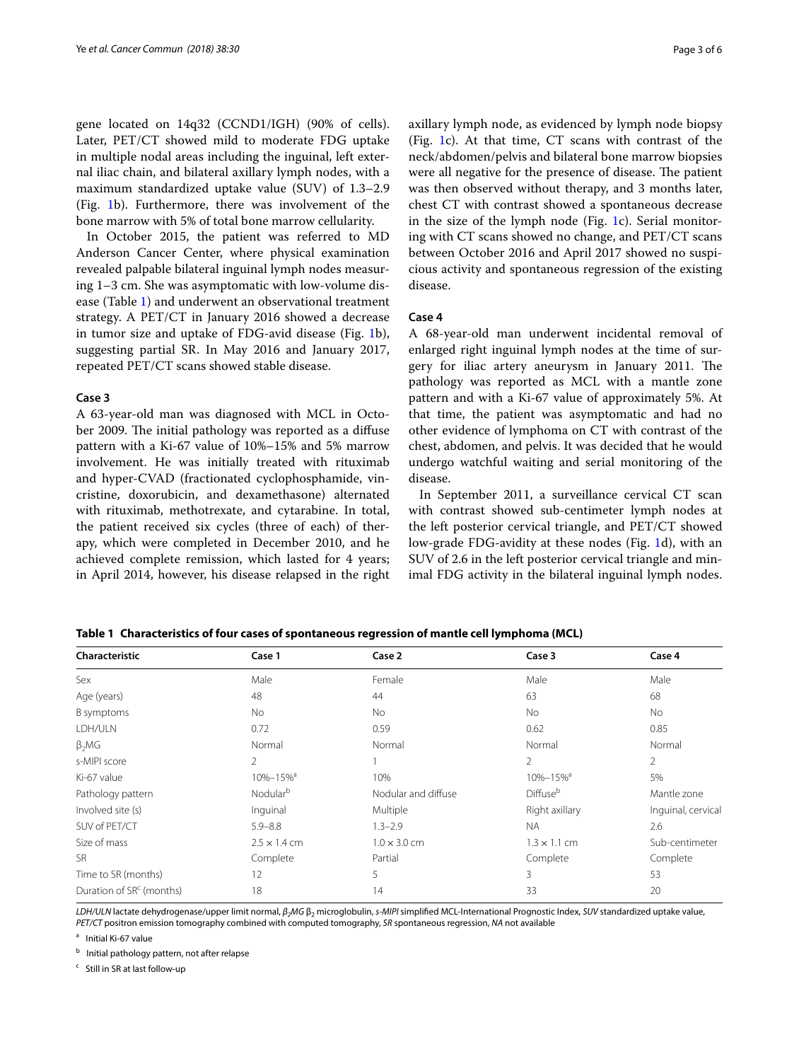gene located on 14q32 (CCND1/IGH) (90% of cells). Later, PET/CT showed mild to moderate FDG uptake in multiple nodal areas including the inguinal, left external iliac chain, and bilateral axillary lymph nodes, with a maximum standardized uptake value (SUV) of 1.3–2.9 (Fig. 1b). Furthermore, there was involvement of the bone marrow with 5% of total bone marrow cellularity.

In October 2015, the patient was referred to MD Anderson Cancer Center, where physical examination revealed palpable bilateral inguinal lymph nodes measuring 1–3 cm. She was asymptomatic with low-volume disease (Table 1) and underwent an observational treatment strategy. A PET/CT in January 2016 showed a decrease in tumor size and uptake of FDG-avid disease (Fig. 1b), suggesting partial SR. In May 2016 and January 2017, repeated PET/CT scans showed stable disease.

### Case 3

A 63-year-old man was diagnosed with MCL in October 2009. The initial pathology was reported as a diffuse pattern with a Ki-67 value of 10%–15% and 5% marrow involvement. He was initially treated with rituximab and hyper-CVAD (fractionated cyclophosphamide, vincristine, doxorubicin, and dexamethasone) alternated with rituximab, methotrexate, and cytarabine. In total, the patient received six cycles (three of each) of therapy, which were completed in December 2010, and he achieved complete remission, which lasted for 4 years; in April 2014, however, his disease relapsed in the right axillary lymph node, as evidenced by lymph node biopsy (Fig. 1c). At that time, CT scans with contrast of the neck/abdomen/pelvis and bilateral bone marrow biopsies were all negative for the presence of disease. The patient was then observed without therapy, and 3 months later, chest CT with contrast showed a spontaneous decrease in the size of the lymph node (Fig. 1c). Serial monitoring with CT scans showed no change, and PET/CT scans between October 2016 and April 2017 showed no suspicious activity and spontaneous regression of the existing disease.

### Case 4

A 68-year-old man underwent incidental removal of enlarged right inguinal lymph nodes at the time of surgery for iliac artery aneurysm in January 2011. The pathology was reported as MCL with a mantle zone pattern and with a Ki-67 value of approximately 5%. At that time, the patient was asymptomatic and had no other evidence of lymphoma on CT with contrast of the chest, abdomen, and pelvis. It was decided that he would undergo watchful waiting and serial monitoring of the disease.

In September 2011, a surveillance cervical CT scan with contrast showed sub-centimeter lymph nodes at the left posterior cervical triangle, and PET/CT showed low-grade FDG-avidity at these nodes (Fig. 1d), with an SUV of 2.6 in the left posterior cervical triangle and minimal FDG activity in the bilateral inguinal lymph nodes.

**Table 1 Characteristics of four cases of spontaneous regression of mantle cell lymphoma (MCL)**

| Characteristic | Case 1 | Case 2 | Case 3 | Case 4 |
|---|---|---|---|---|
| Sex | Male | Female | Male | Male |
| Age (years) | 48 | 44 | 63 | 68 |
| B symptoms | No | No | No | No |
| LDH/ULN | 0.72 | 0.59 | 0.62 | 0.85 |
| $\beta_2$MG | Normal | Normal | Normal | Normal |
| s-MIPI score | 2 | 1 | 2 | 2 |
| Ki-67 value | 10%–15%[a] | 10% | 10%–15%[a] | 5% |
| Pathology pattern | Nodular[b] | Nodular and diffuse | Diffuse[b] | Mantle zone |
| Involved site (s) | Inguinal | Multiple | Right axillary | Inguinal, cervical |
| SUV of PET/CT | 5.9–8.8 | 1.3–2.9 | NA | 2.6 |
| Size of mass | 2.5 × 1.4 cm | 1.0 × 3.0 cm | 1.3 × 1.1 cm | Sub-centimeter |
| SR | Complete | Partial | Complete | Complete |
| Time to SR (months) | 12 | 5 | 3 | 53 |
| Duration of SR[c] (months) | 18 | 14 | 33 | 20 |

*LDH/ULN* lactate dehydrogenase/upper limit normal, *$\beta_2$MG* $\beta_2$ microglobulin, *s-MIPI* simplified MCL-International Prognostic Index, *SUV* standardized uptake value, *PET/CT* positron emission tomography combined with computed tomography, *SR* spontaneous regression, *NA* not available

[a] Initial Ki-67 value

[b] Initial pathology pattern, not after relapse

[c] Still in SR at last follow-up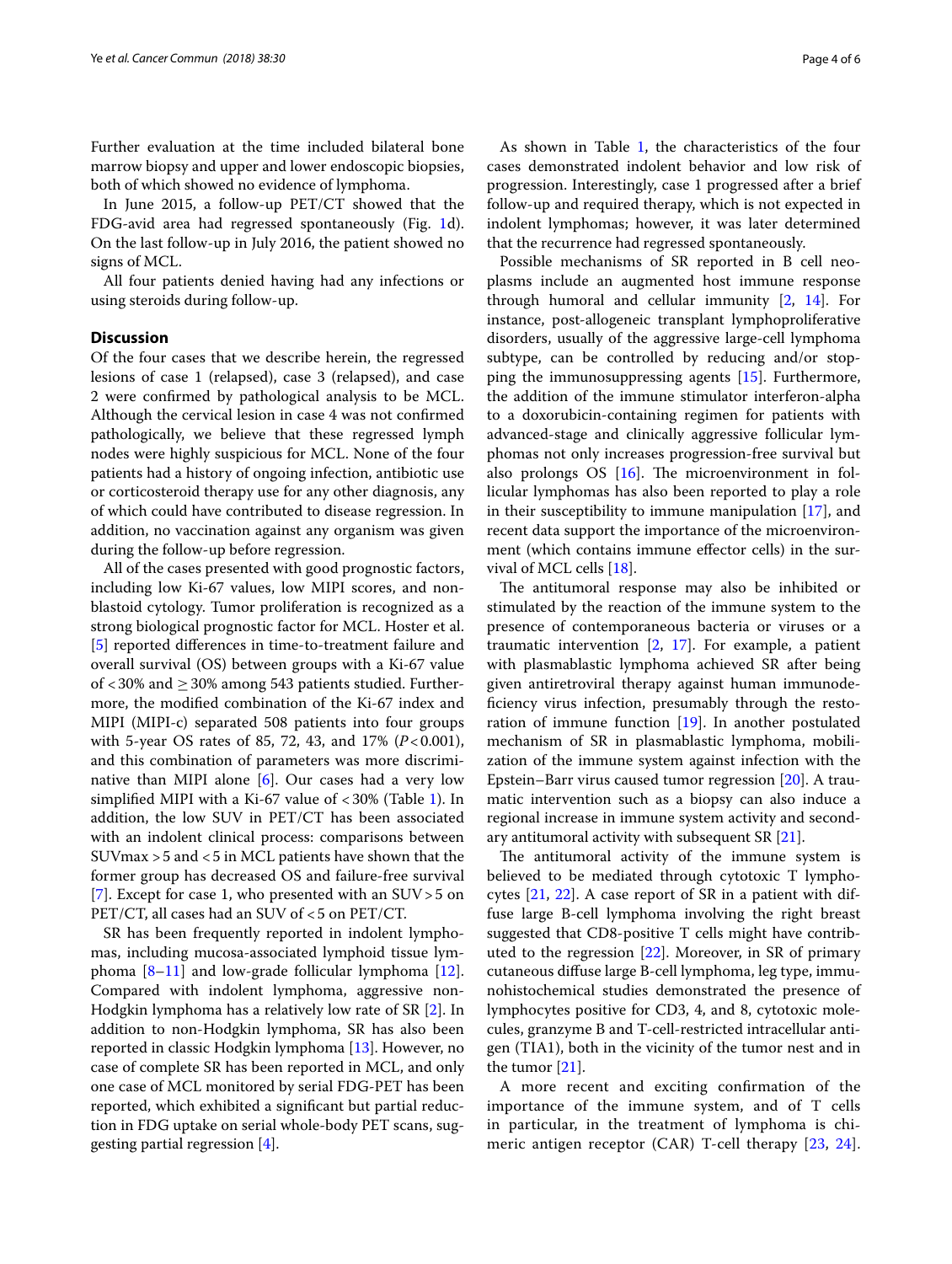Further evaluation at the time included bilateral bone marrow biopsy and upper and lower endoscopic biopsies, both of which showed no evidence of lymphoma.

In June 2015, a follow-up PET/CT showed that the FDG-avid area had regressed spontaneously (Fig. 1d). On the last follow-up in July 2016, the patient showed no signs of MCL.

All four patients denied having had any infections or using steroids during follow-up.

## Discussion

Of the four cases that we describe herein, the regressed lesions of case 1 (relapsed), case 3 (relapsed), and case 2 were confirmed by pathological analysis to be MCL. Although the cervical lesion in case 4 was not confirmed pathologically, we believe that these regressed lymph nodes were highly suspicious for MCL. None of the four patients had a history of ongoing infection, antibiotic use or corticosteroid therapy use for any other diagnosis, any of which could have contributed to disease regression. In addition, no vaccination against any organism was given during the follow-up before regression.

All of the cases presented with good prognostic factors, including low Ki-67 values, low MIPI scores, and non-blastoid cytology. Tumor proliferation is recognized as a strong biological prognostic factor for MCL. Hoster et al. [5] reported differences in time-to-treatment failure and overall survival (OS) between groups with a Ki-67 value of $< 30\%$ and $\geq 30\%$ among 543 patients studied. Furthermore, the modified combination of the Ki-67 index and MIPI (MIPI-c) separated 508 patients into four groups with 5-year OS rates of 85, 72, 43, and 17% ($P < 0.001$), and this combination of parameters was more discriminative than MIPI alone [6]. Our cases had a very low simplified MIPI with a Ki-67 value of $< 30\%$ (Table 1). In addition, the low SUV in PET/CT has been associated with an indolent clinical process: comparisons between $SUV_{max} > 5$ and $< 5$ in MCL patients have shown that the former group has decreased OS and failure-free survival [7]. Except for case 1, who presented with an SUV > 5 on PET/CT, all cases had an SUV of < 5 on PET/CT.

SR has been frequently reported in indolent lymphomas, including mucosa-associated lymphoid tissue lymphoma [8–11] and low-grade follicular lymphoma [12]. Compared with indolent lymphoma, aggressive non-Hodgkin lymphoma has a relatively low rate of SR [2]. In addition to non-Hodgkin lymphoma, SR has also been reported in classic Hodgkin lymphoma [13]. However, no case of complete SR has been reported in MCL, and only one case of MCL monitored by serial FDG-PET has been reported, which exhibited a significant but partial reduction in FDG uptake on serial whole-body PET scans, suggesting partial regression [4].

As shown in Table 1, the characteristics of the four cases demonstrated indolent behavior and low risk of progression. Interestingly, case 1 progressed after a brief follow-up and required therapy, which is not expected in indolent lymphomas; however, it was later determined that the recurrence had regressed spontaneously.

Possible mechanisms of SR reported in B cell neoplasms include an augmented host immune response through humoral and cellular immunity [2, 14]. For instance, post-allogeneic transplant lymphoproliferative disorders, usually of the aggressive large-cell lymphoma subtype, can be controlled by reducing and/or stopping the immunosuppressing agents [15]. Furthermore, the addition of the immune stimulator interferon-alpha to a doxorubicin-containing regimen for patients with advanced-stage and clinically aggressive follicular lymphomas not only increases progression-free survival but also prolongs OS [16]. The microenvironment in follicular lymphomas has also been reported to play a role in their susceptibility to immune manipulation [17], and recent data support the importance of the microenvironment (which contains immune effector cells) in the survival of MCL cells [18].

The antitumoral response may also be inhibited or stimulated by the reaction of the immune system to the presence of contemporaneous bacteria or viruses or a traumatic intervention [2, 17]. For example, a patient with plasmablastic lymphoma achieved SR after being given antiretroviral therapy against human immunodeficiency virus infection, presumably through the restoration of immune function [19]. In another postulated mechanism of SR in plasmablastic lymphoma, mobilization of the immune system against infection with the Epstein–Barr virus caused tumor regression [20]. A traumatic intervention such as a biopsy can also induce a regional increase in immune system activity and secondary antitumoral activity with subsequent SR [21].

The antitumoral activity of the immune system is believed to be mediated through cytotoxic T lymphocytes [21, 22]. A case report of SR in a patient with diffuse large B-cell lymphoma involving the right breast suggested that CD8-positive T cells might have contributed to the regression [22]. Moreover, in SR of primary cutaneous diffuse large B-cell lymphoma, leg type, immunohistochemical studies demonstrated the presence of lymphocytes positive for CD3, 4, and 8, cytotoxic molecules, granzyme B and T-cell-restricted intracellular antigen (TIA1), both in the vicinity of the tumor nest and in the tumor [21].

A more recent and exciting confirmation of the importance of the immune system, and of T cells in particular, in the treatment of lymphoma is chimeric antigen receptor (CAR) T-cell therapy [23, 24].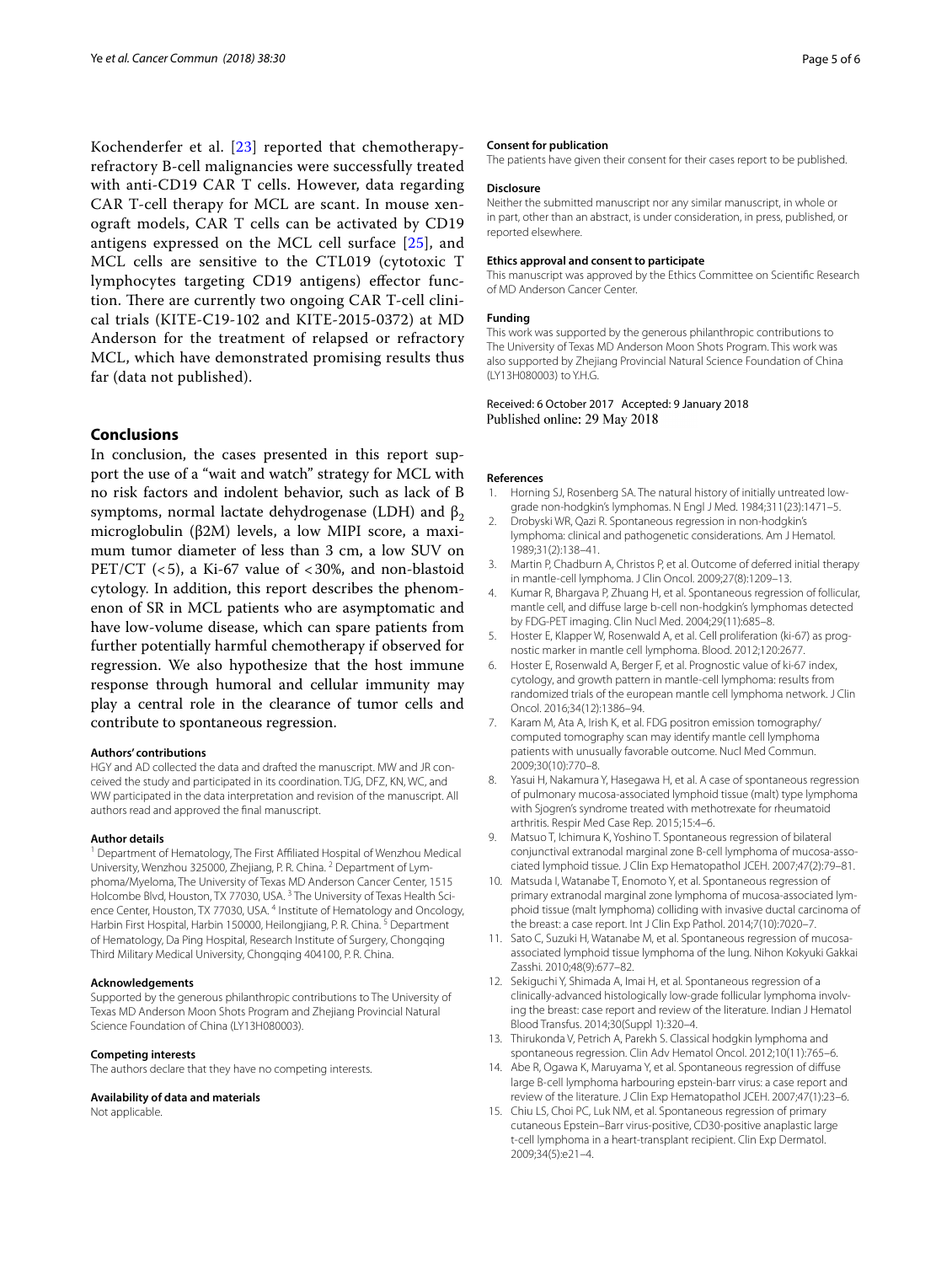Kochenderfer et al. [23] reported that chemotherapy-refractory B-cell malignancies were successfully treated with anti-CD19 CAR T cells. However, data regarding CAR T-cell therapy for MCL are scant. In mouse xenograft models, CAR T cells can be activated by CD19 antigens expressed on the MCL cell surface [25], and MCL cells are sensitive to the CTL019 (cytotoxic T lymphocytes targeting CD19 antigens) effector function. There are currently two ongoing CAR T-cell clinical trials (KITE-C19-102 and KITE-2015-0372) at MD Anderson for the treatment of relapsed or refractory MCL, which have demonstrated promising results thus far (data not published).

## Conclusions

In conclusion, the cases presented in this report support the use of a "wait and watch" strategy for MCL with no risk factors and indolent behavior, such as lack of B symptoms, normal lactate dehydrogenase (LDH) and $\beta_2$ microglobulin (β2M) levels, a low MIPI score, a maximum tumor diameter of less than 3 cm, a low SUV on PET/CT ($<5$), a Ki-67 value of $<30\%$, and non-blastoid cytology. In addition, this report describes the phenomenon of SR in MCL patients who are asymptomatic and have low-volume disease, which can spare patients from further potentially harmful chemotherapy if observed for regression. We also hypothesize that the host immune response through humoral and cellular immunity may play a central role in the clearance of tumor cells and contribute to spontaneous regression.

#### Authors' contributions

HGY and AD collected the data and drafted the manuscript. MW and JR conceived the study and participated in its coordination. TJG, DFZ, KN, WC, and WW participated in the data interpretation and revision of the manuscript. All authors read and approved the final manuscript.

#### Author details

[1] Department of Hematology, The First Affiliated Hospital of Wenzhou Medical University, Wenzhou 325000, Zhejiang, P. R. China. [2] Department of Lymphoma/Myeloma, The University of Texas MD Anderson Cancer Center, 1515 Holcombe Blvd, Houston, TX 77030, USA. [3] The University of Texas Health Science Center, Houston, TX 77030, USA. [4] Institute of Hematology and Oncology, Harbin First Hospital, Harbin 150000, Heilongjiang, P. R. China. [5] Department of Hematology, Da Ping Hospital, Research Institute of Surgery, Chongqing Third Military Medical University, Chongqing 404100, P. R. China.

#### Acknowledgements

Supported by the generous philanthropic contributions to The University of Texas MD Anderson Moon Shots Program and Zhejiang Provincial Natural Science Foundation of China (LY13H080003).

#### Competing interests

The authors declare that they have no competing interests.

#### Availability of data and materials

Not applicable.

#### Consent for publication

The patients have given their consent for their cases report to be published.

#### Disclosure

Neither the submitted manuscript nor any similar manuscript, in whole or in part, other than an abstract, is under consideration, in press, published, or reported elsewhere.

#### Ethics approval and consent to participate

This manuscript was approved by the Ethics Committee on Scientific Research of MD Anderson Cancer Center.

#### Funding

This work was supported by the generous philanthropic contributions to The University of Texas MD Anderson Moon Shots Program. This work was also supported by Zhejiang Provincial Natural Science Foundation of China (LY13H080003) to Y.H.G.

Received: 6 October 2017 Accepted: 9 January 2018
Published online: 29 May 2018

#### References

1. Horning SJ, Rosenberg SA. The natural history of initially untreated low-grade non-hodgkin's lymphomas. N Engl J Med. 1984;311(23):1471–5.
2. Drobyski WR, Qazi R. Spontaneous regression in non-hodgkin's lymphoma: clinical and pathogenetic considerations. Am J Hematol. 1989;31(2):138–41.
3. Martin P, Chadburn A, Christos P, et al. Outcome of deferred initial therapy in mantle-cell lymphoma. J Clin Oncol. 2009;27(8):1209–13.
4. Kumar R, Bhargava P, Zhuang H, et al. Spontaneous regression of follicular, mantle cell, and diffuse large b-cell non-hodgkin's lymphomas detected by FDG-PET imaging. Clin Nucl Med. 2004;29(11):685–8.
5. Hoster E, Klapper W, Rosenwald A, et al. Cell proliferation (ki-67) as prognostic marker in mantle cell lymphoma. Blood. 2012;120:2677.
6. Hoster E, Rosenwald A, Berger F, et al. Prognostic value of ki-67 index, cytology, and growth pattern in mantle-cell lymphoma: results from randomized trials of the european mantle cell lymphoma network. J Clin Oncol. 2016;34(12):1386–94.
7. Karam M, Ata A, Irish K, et al. FDG positron emission tomography/computed tomography scan may identify mantle cell lymphoma patients with unusually favorable outcome. Nucl Med Commun. 2009;30(10):770–8.
8. Yasui H, Nakamura Y, Hasegawa H, et al. A case of spontaneous regression of pulmonary mucosa-associated lymphoid tissue (malt) type lymphoma with Sjogren's syndrome treated with methotrexate for rheumatoid arthritis. Respir Med Case Rep. 2015;15:4–6.
9. Matsuo T, Ichimura K, Yoshino T. Spontaneous regression of bilateral conjunctival extranodal marginal zone B-cell lymphoma of mucosa-associated lymphoid tissue. J Clin Exp Hematopathol JCEH. 2007;47(2):79–81.
10. Matsuda I, Watanabe T, Enomoto Y, et al. Spontaneous regression of primary extranodal marginal zone lymphoma of mucosa-associated lymphoid tissue (malt lymphoma) colliding with invasive ductal carcinoma of the breast: a case report. Int J Clin Exp Pathol. 2014;7(10):7020–7.
11. Sato C, Suzuki H, Watanabe M, et al. Spontaneous regression of mucosa-associated lymphoid tissue lymphoma of the lung. Nihon Kokyuki Gakkai Zasshi. 2010;48(9):677–82.
12. Sekiguchi Y, Shimada A, Imai H, et al. Spontaneous regression of a clinically-advanced histologically low-grade follicular lymphoma involving the breast: case report and review of the literature. Indian J Hematol Blood Transfus. 2014;30(Suppl 1):320–4.
13. Thirukonda V, Petrich A, Parekh S. Classical hodgkin lymphoma and spontaneous regression. Clin Adv Hematol Oncol. 2012;10(11):765–6.
14. Abe R, Ogawa K, Maruyama Y, et al. Spontaneous regression of diffuse large B-cell lymphoma harbouring epstein-barr virus: a case report and review of the literature. J Clin Exp Hematopathol JCEH. 2007;47(1):23–6.
15. Chiu LS, Choi PC, Luk NM, et al. Spontaneous regression of primary cutaneous Epstein–Barr virus-positive, CD30-positive anaplastic large t-cell lymphoma in a heart-transplant recipient. Clin Exp Dermatol. 2009;34(5):e21–4.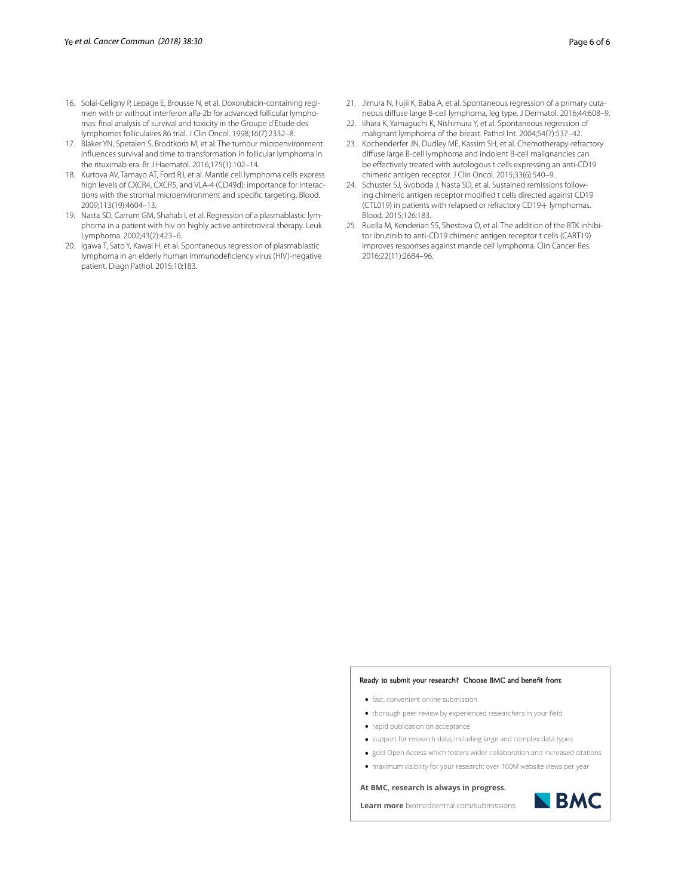16. Solal-Celigny P, Lepage E, Brousse N, et al. Doxorubicin-containing regimen with or without interferon alfa-2b for advanced follicular lymphomas: final analysis of survival and toxicity in the Groupe d'Etude des lymphomes folliculaires 86 trial. J Clin Oncol. 1998;16(7):2332–8.
17. Blaker YN, Spetalen S, Brodtkorb M, et al. The tumour microenvironment influences survival and time to transformation in follicular lymphoma in the rituximab era. Br J Haematol. 2016;175(1):102–14.
18. Kurtova AV, Tamayo AT, Ford RJ, et al. Mantle cell lymphoma cells express high levels of CXCR4, CXCR5, and VLA-4 (CD49d): importance for interactions with the stromal microenvironment and specific targeting. Blood. 2009;113(19):4604–13.
19. Nasta SD, Carrum GM, Shahab I, et al. Regression of a plasmablastic lymphoma in a patient with hiv on highly active antiretroviral therapy. Leuk Lymphoma. 2002;43(2):423–6.
20. Igawa T, Sato Y, Kawai H, et al. Spontaneous regression of plasmablastic lymphoma in an elderly human immunodeficiency virus (HIV)-negative patient. Diagn Pathol. 2015;10:183.
21. Jimura N, Fujii K, Baba A, et al. Spontaneous regression of a primary cutaneous diffuse large B-cell lymphoma, leg type. J Dermatol. 2016;44:608–9.
22. Iihara K, Yamaguchi K, Nishimura Y, et al. Spontaneous regression of malignant lymphoma of the breast. Pathol Int. 2004;54(7):537–42.
23. Kochenderfer JN, Dudley ME, Kassim SH, et al. Chemotherapy-refractory diffuse large B-cell lymphoma and indolent B-cell malignancies can be effectively treated with autologous t cells expressing an anti-CD19 chimeric antigen receptor. J Clin Oncol. 2015;33(6):540–9.
24. Schuster SJ, Svoboda J, Nasta SD, et al. Sustained remissions following chimeric antigen receptor modified t cells directed against CD19 (CTL019) in patients with relapsed or refractory CD19+ lymphomas. Blood. 2015;126:183.
25. Ruella M, Kenderian SS, Shestova O, et al. The addition of the BTK inhibitor ibrutinib to anti-CD19 chimeric antigen receptor t cells (CART19) improves responses against mantle cell lymphoma. Clin Cancer Res. 2016;22(11):2684–96.

Ready to submit your research? Choose BMC and benefit from:

- fast, convenient online submission
- thorough peer review by experienced researchers in your field
- rapid publication on acceptance
- support for research data, including large and complex data types
- gold Open Access which fosters wider collaboration and increased citations
- maximum visibility for your research: over 100M website views per year

**At BMC, research is always in progress.**

**Learn more** biomedcentral.com/submissions

BMC